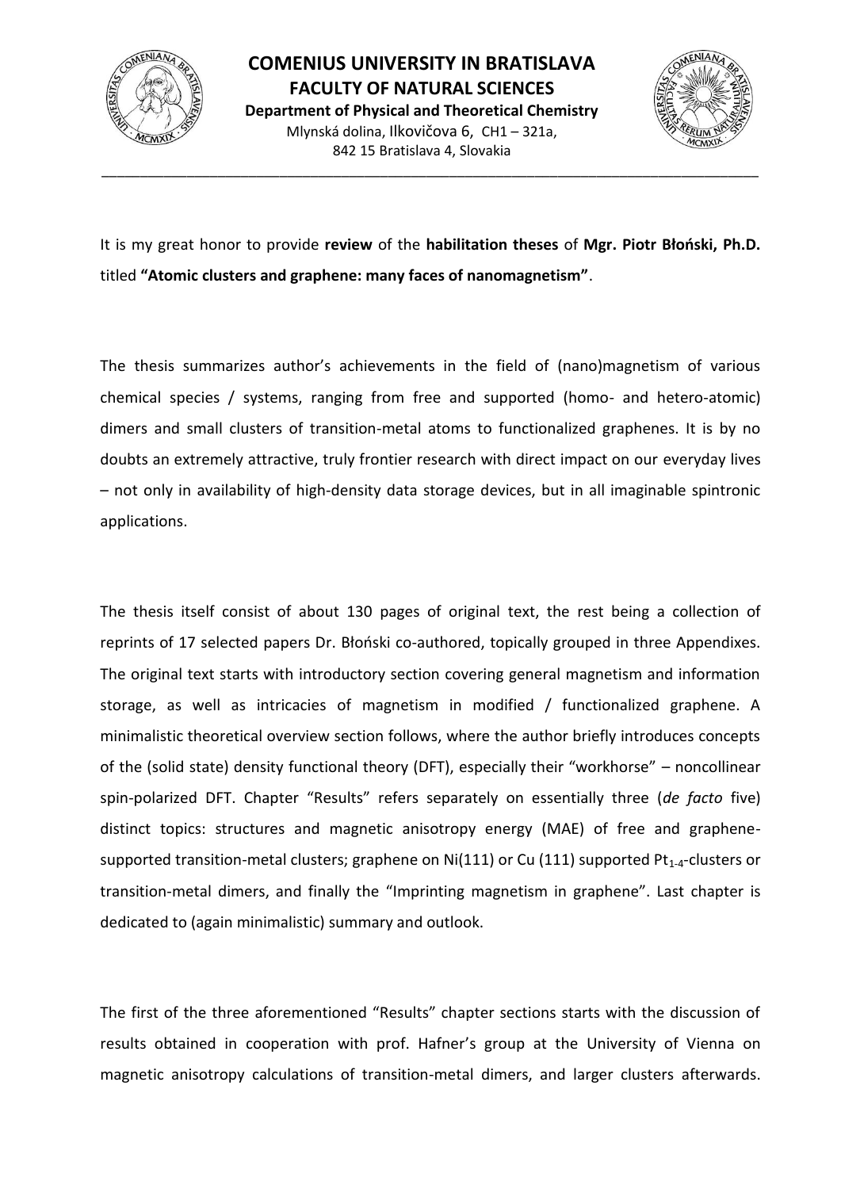**COMENIUS UNIVERSITY IN BRATISLAVA**
**FACULTY OF NATURAL SCIENCES**
**Department of Physical and Theoretical Chemistry**
Mlynská dolina, Ilkovičova 6, CH1 – 321a,
842 15 Bratislava 4, Slovakia

---

It is my great honor to provide **review** of the **habilitation theses** of **Mgr. Piotr Błoński, Ph.D.** titled **"Atomic clusters and graphene: many faces of nanomagnetism"**.

The thesis summarizes author's achievements in the field of (nano)magnetism of various chemical species / systems, ranging from free and supported (homo- and hetero-atomic) dimers and small clusters of transition-metal atoms to functionalized graphenes. It is by no doubts an extremely attractive, truly frontier research with direct impact on our everyday lives – not only in availability of high-density data storage devices, but in all imaginable spintronic applications.

The thesis itself consist of about 130 pages of original text, the rest being a collection of reprints of 17 selected papers Dr. Błoński co-authored, topically grouped in three Appendixes. The original text starts with introductory section covering general magnetism and information storage, as well as intricacies of magnetism in modified / functionalized graphene. A minimalistic theoretical overview section follows, where the author briefly introduces concepts of the (solid state) density functional theory (DFT), especially their "workhorse" – noncollinear spin-polarized DFT. Chapter "Results" refers separately on essentially three (*de facto* five) distinct topics: structures and magnetic anisotropy energy (MAE) of free and graphene-supported transition-metal clusters; graphene on Ni(111) or Cu (111) supported $Pt_{1\text{-}4}$-clusters or transition-metal dimers, and finally the "Imprinting magnetism in graphene". Last chapter is dedicated to (again minimalistic) summary and outlook.

The first of the three aforementioned "Results" chapter sections starts with the discussion of results obtained in cooperation with prof. Hafner's group at the University of Vienna on magnetic anisotropy calculations of transition-metal dimers, and larger clusters afterwards.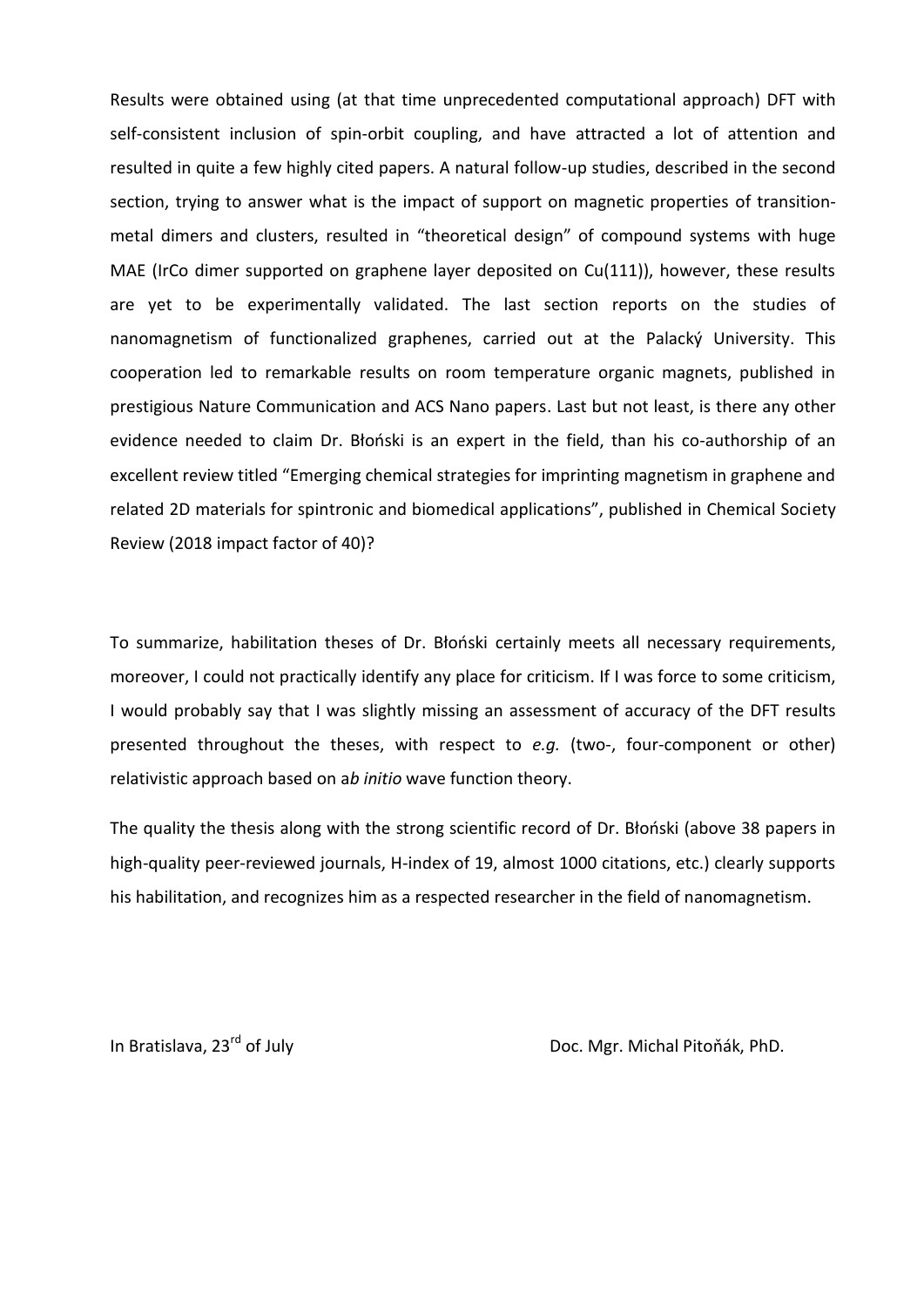Results were obtained using (at that time unprecedented computational approach) DFT with self-consistent inclusion of spin-orbit coupling, and have attracted a lot of attention and resulted in quite a few highly cited papers. A natural follow-up studies, described in the second section, trying to answer what is the impact of support on magnetic properties of transition-metal dimers and clusters, resulted in "theoretical design" of compound systems with huge MAE (IrCo dimer supported on graphene layer deposited on Cu(111)), however, these results are yet to be experimentally validated. The last section reports on the studies of nanomagnetism of functionalized graphenes, carried out at the Palacký University. This cooperation led to remarkable results on room temperature organic magnets, published in prestigious Nature Communication and ACS Nano papers. Last but not least, is there any other evidence needed to claim Dr. Błoński is an expert in the field, than his co-authorship of an excellent review titled "Emerging chemical strategies for imprinting magnetism in graphene and related 2D materials for spintronic and biomedical applications", published in Chemical Society Review (2018 impact factor of 40)?

To summarize, habilitation theses of Dr. Błoński certainly meets all necessary requirements, moreover, I could not practically identify any place for criticism. If I was force to some criticism, I would probably say that I was slightly missing an assessment of accuracy of the DFT results presented throughout the theses, with respect to *e.g.* (two-, four-component or other) relativistic approach based on a*b initio* wave function theory.

The quality the thesis along with the strong scientific record of Dr. Błoński (above 38 papers in high-quality peer-reviewed journals, H-index of 19, almost 1000 citations, etc.) clearly supports his habilitation, and recognizes him as a respected researcher in the field of nanomagnetism.

In Bratislava, 23rd of July

Doc. Mgr. Michal Pitoňák, PhD.